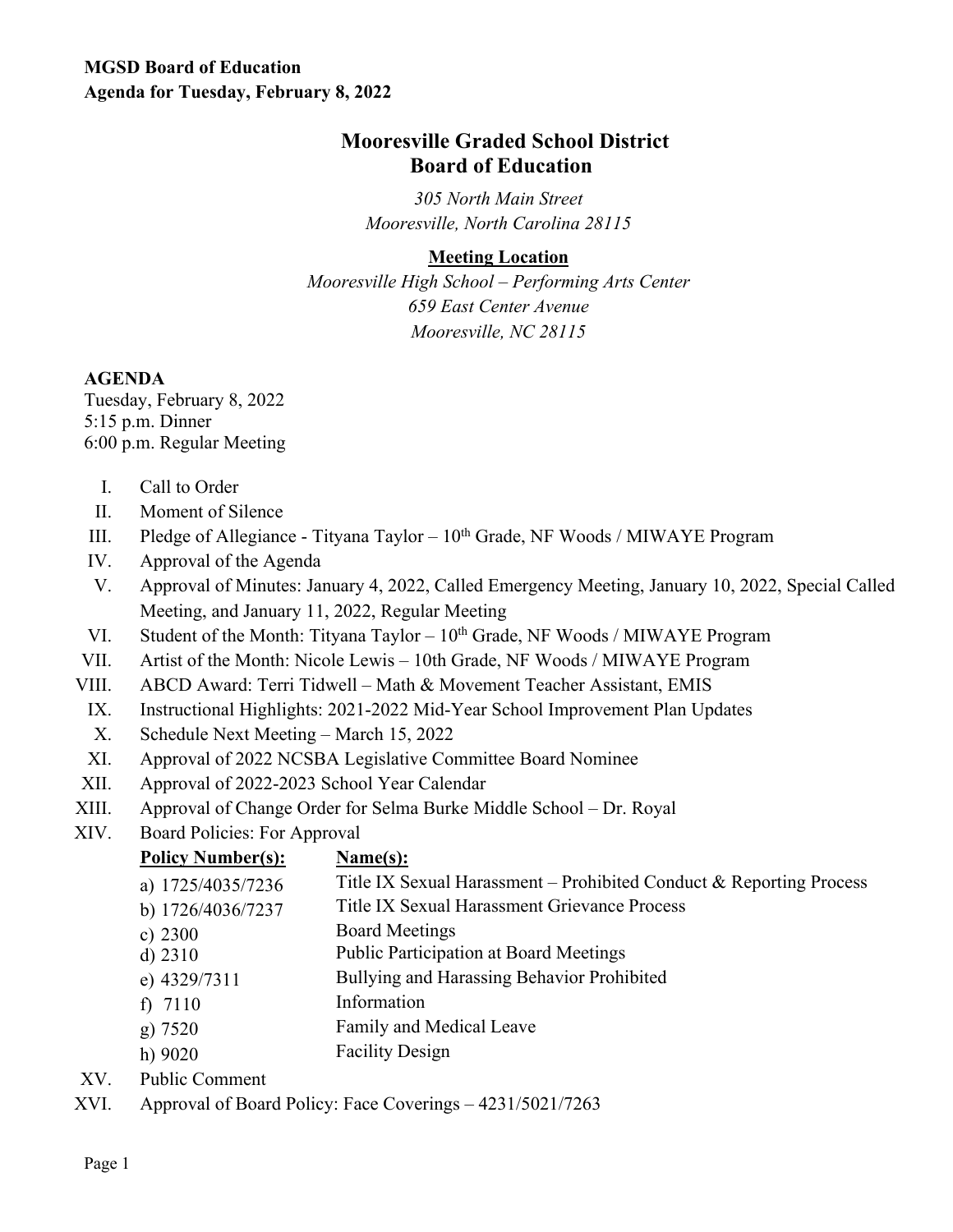**MGSD Board of Education**
**Agenda for Tuesday, February 8, 2022**

# Mooresville Graded School District
# Board of Education

*305 North Main Street*
*Mooresville, North Carolina 28115*

**Meeting Location**

*Mooresville High School – Performing Arts Center*
*659 East Center Avenue*
*Mooresville, NC 28115*

**AGENDA**

Tuesday, February 8, 2022
5:15 p.m. Dinner
6:00 p.m. Regular Meeting

I. Call to Order
II. Moment of Silence
III. Pledge of Allegiance - Tityana Taylor – 10th Grade, NF Woods / MIWAYE Program
IV. Approval of the Agenda
V. Approval of Minutes: January 4, 2022, Called Emergency Meeting, January 10, 2022, Special Called Meeting, and January 11, 2022, Regular Meeting
VI. Student of the Month: Tityana Taylor – 10th Grade, NF Woods / MIWAYE Program
VII. Artist of the Month: Nicole Lewis – 10th Grade, NF Woods / MIWAYE Program
VIII. ABCD Award: Terri Tidwell – Math & Movement Teacher Assistant, EMIS
IX. Instructional Highlights: 2021-2022 Mid-Year School Improvement Plan Updates
X. Schedule Next Meeting – March 15, 2022
XI. Approval of 2022 NCSBA Legislative Committee Board Nominee
XII. Approval of 2022-2023 School Year Calendar
XIII. Approval of Change Order for Selma Burke Middle School – Dr. Royal
XIV. Board Policies: For Approval

| Policy Number(s): | Name(s): |
|---|---|
| a) 1725/4035/7236 | Title IX Sexual Harassment – Prohibited Conduct & Reporting Process |
| b) 1726/4036/7237 | Title IX Sexual Harassment Grievance Process |
| c) 2300 | Board Meetings |
| d) 2310 | Public Participation at Board Meetings |
| e) 4329/7311 | Bullying and Harassing Behavior Prohibited |
| f) 7110 | Information |
| g) 7520 | Family and Medical Leave |
| h) 9020 | Facility Design |

XV. Public Comment
XVI. Approval of Board Policy: Face Coverings – 4231/5021/7263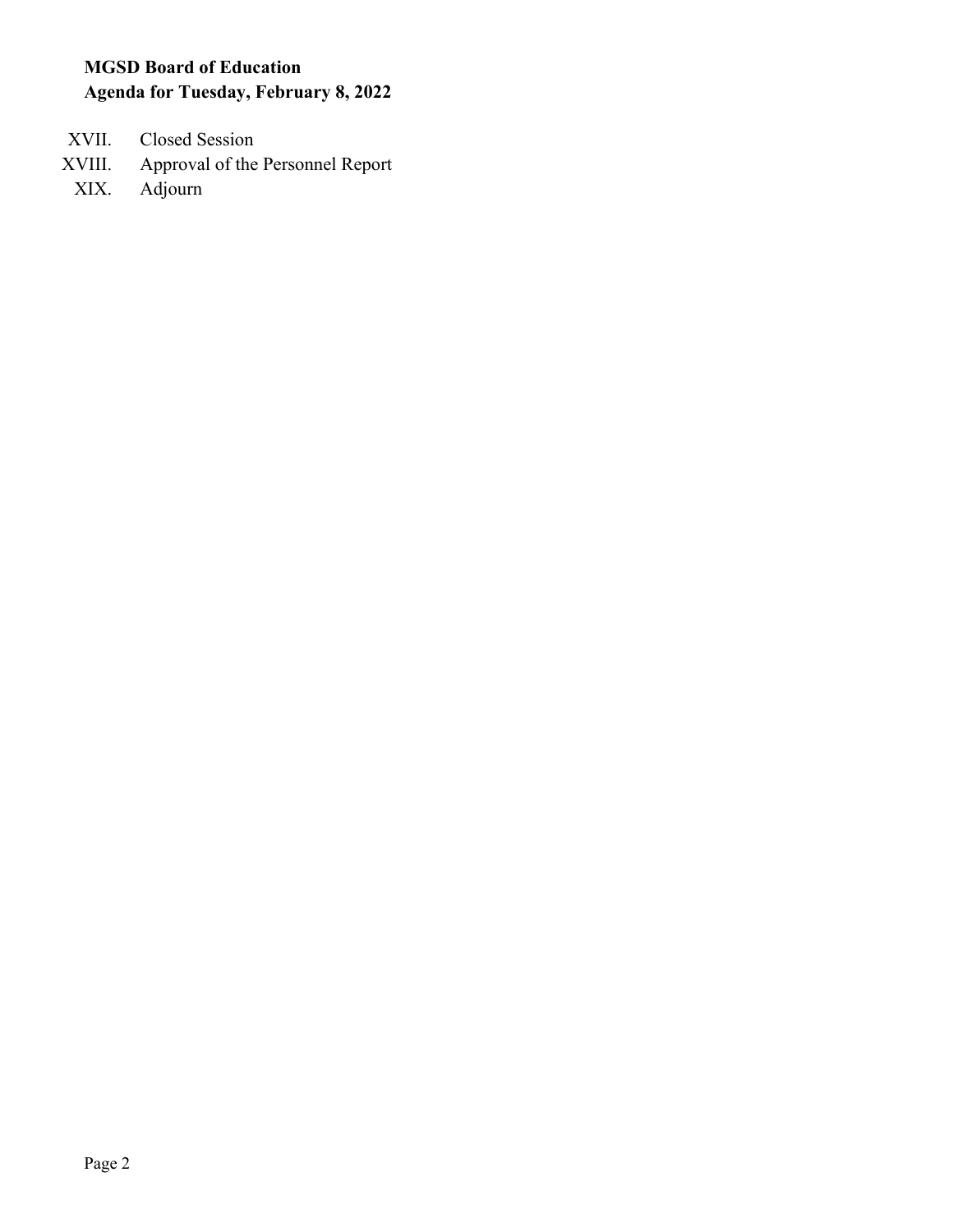**MGSD Board of Education**
**Agenda for Tuesday, February 8, 2022**

XVII. Closed Session
XVIII. Approval of the Personnel Report
XIX. Adjourn